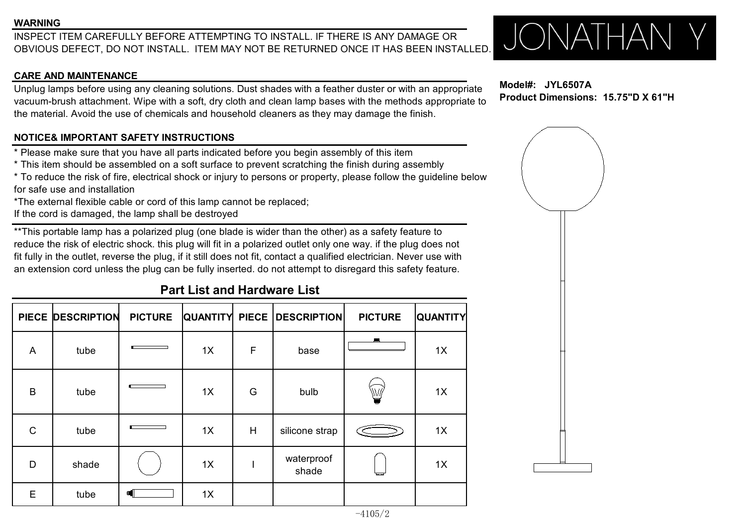## WARNING

INSPECT ITEM CAREFULLY BEFORE ATTEMPTING TO INSTALL. IF THERE IS ANY DAMAGE OR OBVIOUS DEFECT, DO NOT INSTALL. ITEM MAY NOT BE RETURNED ONCE IT HAS BEEN INSTALLED.

JONATHAN Y

**Model#: JYL6507A**
**Product Dimensions: 15.75"D X 61"H**

## CARE AND MAINTENANCE

Unplug lamps before using any cleaning solutions. Dust shades with a feather duster or with an appropriate vacuum-brush attachment. Wipe with a soft, dry cloth and clean lamp bases with the methods appropriate to the material. Avoid the use of chemicals and household cleaners as they may damage the finish.

## NOTICE& IMPORTANT SAFETY INSTRUCTIONS

* Please make sure that you have all parts indicated before you begin assembly of this item
* This item should be assembled on a soft surface to prevent scratching the finish during assembly
* To reduce the risk of fire, electrical shock or injury to persons or property, please follow the guideline below for safe use and installation
*The external flexible cable or cord of this lamp cannot be replaced;
If the cord is damaged, the lamp shall be destroyed

**This portable lamp has a polarized plug (one blade is wider than the other) as a safety feature to reduce the risk of electric shock. this plug will fit in a polarized outlet only one way. if the plug does not fit fully in the outlet, reverse the plug, if it still does not fit, contact a qualified electrician. Never use with an extension cord unless the plug can be fully inserted. do not attempt to disregard this safety feature.

## Part List and Hardware List

| PIECE | DESCRIPTION | PICTURE | QUANTITY | PIECE | DESCRIPTION | PICTURE | QUANTITY |
|---|---|---|---|---|---|---|---|
| A | tube | | 1X | F | base | | 1X |
| B | tube | | 1X | G | bulb | | 1X |
| C | tube | | 1X | H | silicone strap | | 1X |
| D | shade | | 1X | I | waterproof shade | | 1X |
| E | tube | | 1X | | | | |

-4105/2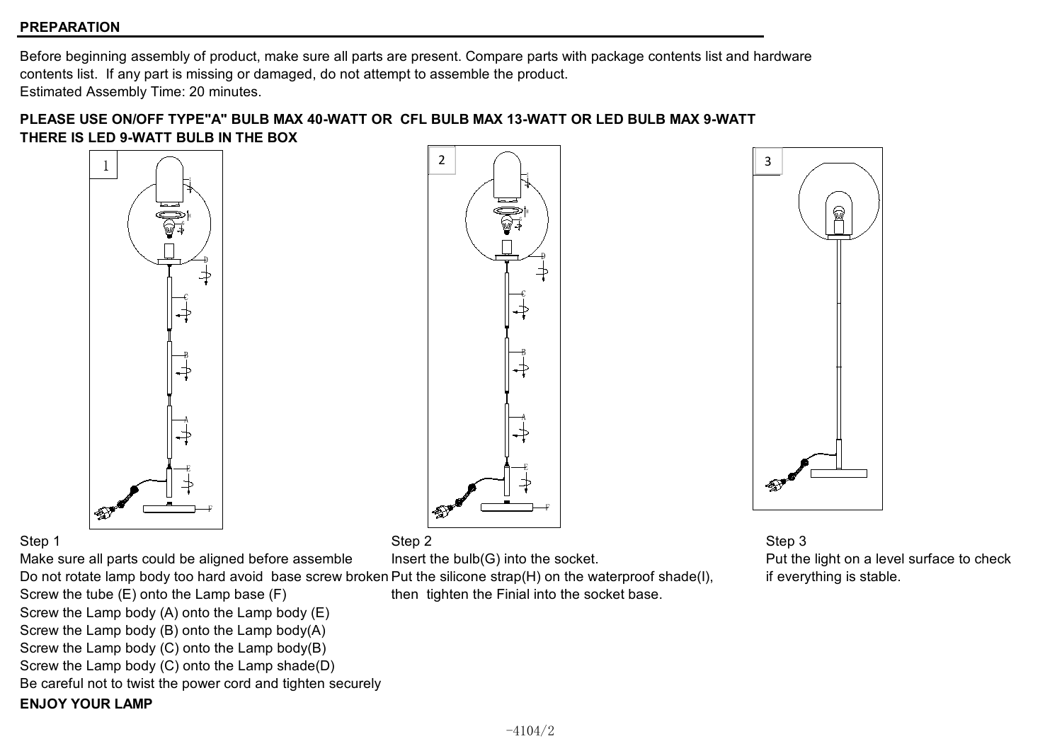## PREPARATION

Before beginning assembly of product, make sure all parts are present. Compare parts with package contents list and hardware contents list. If any part is missing or damaged, do not attempt to assemble the product.
Estimated Assembly Time: 20 minutes.

**PLEASE USE ON/OFF TYPE"A" BULB MAX 40-WATT OR CFL BULB MAX 13-WATT OR LED BULB MAX 9-WATT**
**THERE IS LED 9-WATT BULB IN THE BOX**

Step 1
Make sure all parts could be aligned before assemble
Do not rotate lamp body too hard avoid base screw broken
Screw the tube (E) onto the Lamp base (F)
Screw the Lamp body (A) onto the Lamp body (E)
Screw the Lamp body (B) onto the Lamp body(A)
Screw the Lamp body (C) onto the Lamp body(B)
Screw the Lamp body (C) onto the Lamp shade(D)
Be careful not to twist the power cord and tighten securely

Step 2
Insert the bulb(G) into the socket.
Put the silicone strap(H) on the waterproof shade(I), then tighten the Finial into the socket base.

Step 3
Put the light on a level surface to check if everything is stable.

**ENJOY YOUR LAMP**

-4104/2